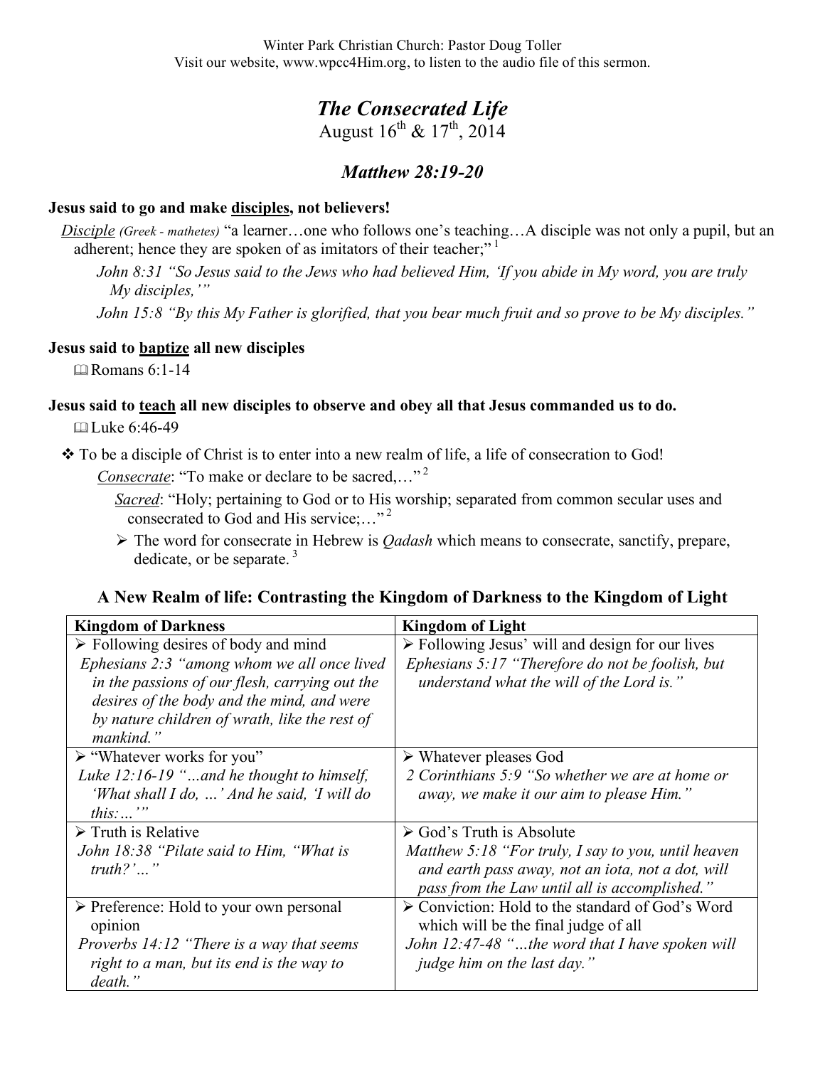Winter Park Christian Church: Pastor Doug Toller
Visit our website, www.wpcc4Him.org, to listen to the audio file of this sermon.

# *The Consecrated Life*

August 16th & 17th, 2014

## *Matthew 28:19-20*

**Jesus said to go and make <u>disciples</u>, not believers!**

<u>*Disciple*</u> *(Greek - mathetes)* "a learner…one who follows one's teaching…A disciple was not only a pupil, but an adherent; hence they are spoken of as imitators of their teacher;" [1]

*John 8:31 "So Jesus said to the Jews who had believed Him, 'If you abide in My word, you are truly My disciples,'"*

*John 15:8 "By this My Father is glorified, that you bear much fruit and so prove to be My disciples."*

**Jesus said to <u>baptize</u> all new disciples**

📖 Romans 6:1-14

**Jesus said to <u>teach</u> all new disciples to observe and obey all that Jesus commanded us to do.**

📖 Luke 6:46-49

- To be a disciple of Christ is to enter into a new realm of life, a life of consecration to God!
  - <u>*Consecrate*</u>: "To make or declare to be sacred,…" [2]
    - <u>*Sacred*</u>: "Holy; pertaining to God or to His worship; separated from common secular uses and consecrated to God and His service;…" [2]
      - The word for consecrate in Hebrew is *Qadash* which means to consecrate, sanctify, prepare, dedicate, or be separate. [3]

### A New Realm of life: Contrasting the Kingdom of Darkness to the Kingdom of Light

| **Kingdom of Darkness** | **Kingdom of Light** |
|---|---|
| ➢ Following desires of body and mind<br>*Ephesians 2:3 "among whom we all once lived in the passions of our flesh, carrying out the desires of the body and the mind, and were by nature children of wrath, like the rest of mankind."* | ➢ Following Jesus' will and design for our lives<br>*Ephesians 5:17 "Therefore do not be foolish, but understand what the will of the Lord is."* |
| ➢ "Whatever works for you"<br>*Luke 12:16-19 "…and he thought to himself, 'What shall I do, …' And he said, 'I will do this:…'"* | ➢ Whatever pleases God<br>*2 Corinthians 5:9 "So whether we are at home or away, we make it our aim to please Him."* |
| ➢ Truth is Relative<br>*John 18:38 "Pilate said to Him, "What is truth?'…"* | ➢ God's Truth is Absolute<br>*Matthew 5:18 "For truly, I say to you, until heaven and earth pass away, not an iota, not a dot, will pass from the Law until all is accomplished."* |
| ➢ Preference: Hold to your own personal opinion<br>*Proverbs 14:12 "There is a way that seems right to a man, but its end is the way to death."* | ➢ Conviction: Hold to the standard of God's Word which will be the final judge of all<br>*John 12:47-48 "…the word that I have spoken will judge him on the last day."* |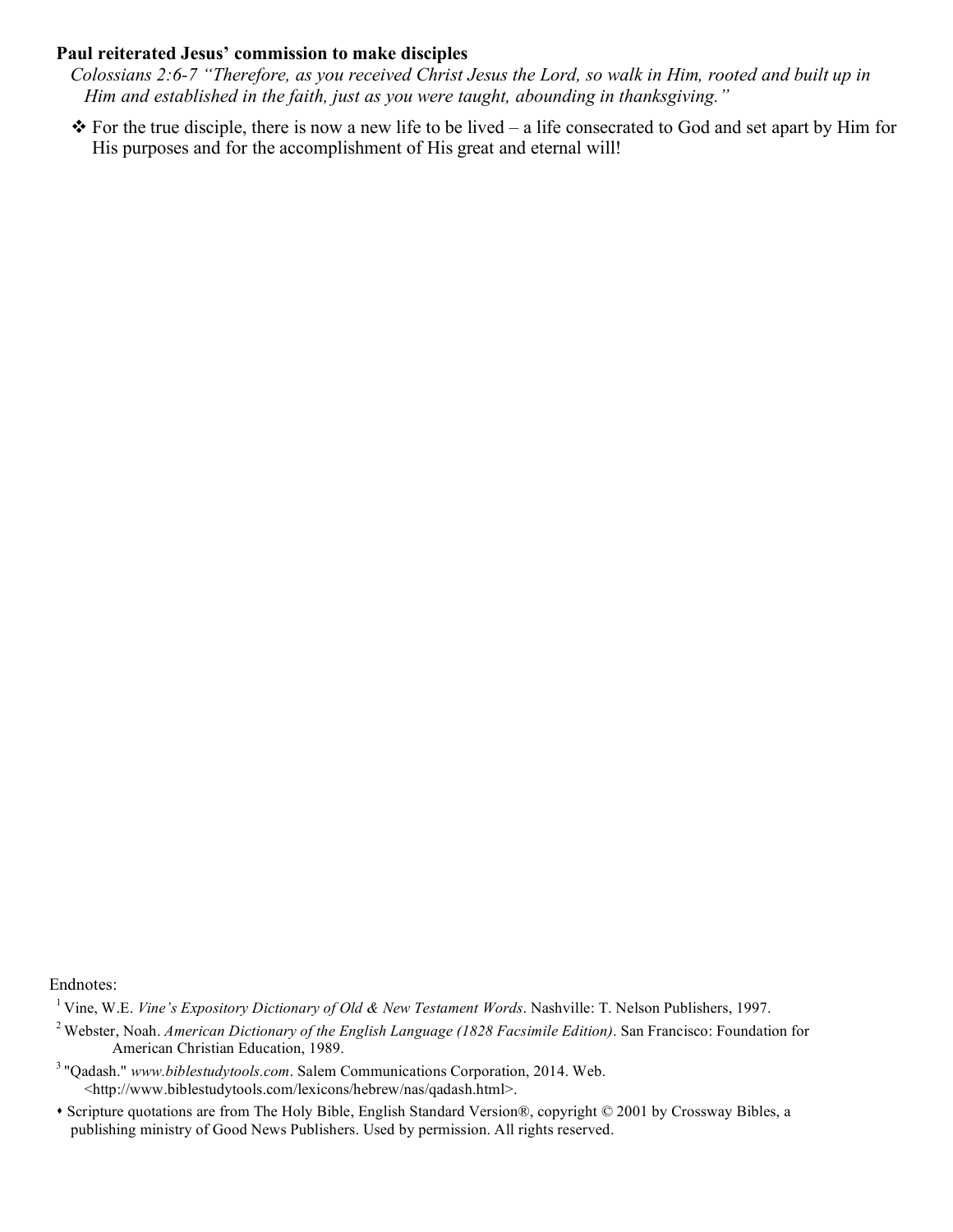**Paul reiterated Jesus' commission to make disciples**

*Colossians 2:6-7 "Therefore, as you received Christ Jesus the Lord, so walk in Him, rooted and built up in Him and established in the faith, just as you were taught, abounding in thanksgiving."*

- ❖ For the true disciple, there is now a new life to be lived – a life consecrated to God and set apart by Him for His purposes and for the accomplishment of His great and eternal will!

Endnotes:

[1] Vine, W.E. *Vine's Expository Dictionary of Old & New Testament Words*. Nashville: T. Nelson Publishers, 1997.

[2] Webster, Noah. *American Dictionary of the English Language (1828 Facsimile Edition)*. San Francisco: Foundation for American Christian Education, 1989.

[3] "Qadash." *www.biblestudytools.com*. Salem Communications Corporation, 2014. Web. <http://www.biblestudytools.com/lexicons/hebrew/nas/qadash.html>.

⬩ Scripture quotations are from The Holy Bible, English Standard Version®, copyright © 2001 by Crossway Bibles, a publishing ministry of Good News Publishers. Used by permission. All rights reserved.